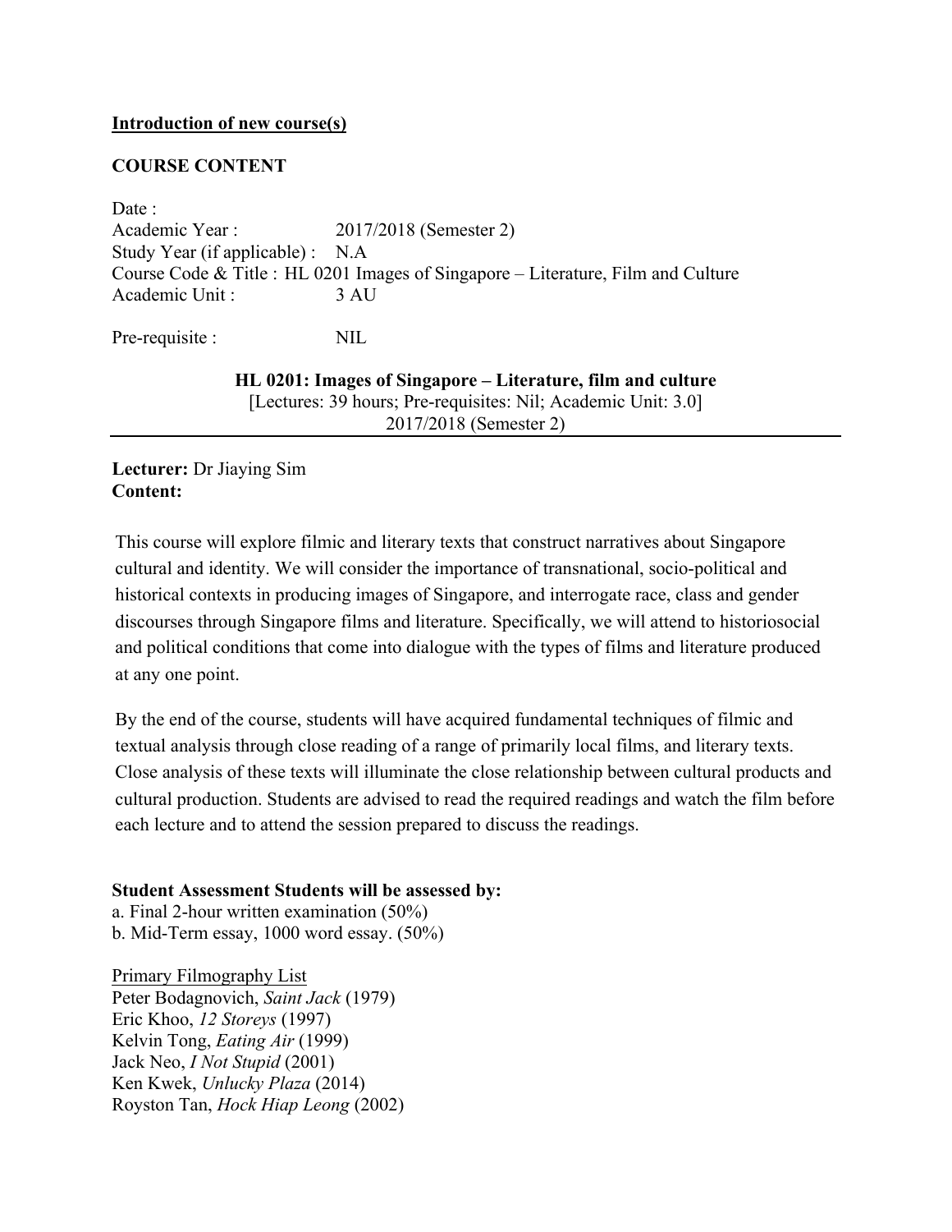**Introduction of new course(s)**

**COURSE CONTENT**

Date :
Academic Year : 2017/2018 (Semester 2)
Study Year (if applicable) : N.A
Course Code & Title : HL 0201 Images of Singapore – Literature, Film and Culture
Academic Unit : 3 AU

Pre-requisite : NIL

**HL 0201: Images of Singapore – Literature, film and culture**
[Lectures: 39 hours; Pre-requisites: Nil; Academic Unit: 3.0]
2017/2018 (Semester 2)

---

**Lecturer:** Dr Jiaying Sim
**Content:**

This course will explore filmic and literary texts that construct narratives about Singapore cultural and identity. We will consider the importance of transnational, socio-political and historical contexts in producing images of Singapore, and interrogate race, class and gender discourses through Singapore films and literature. Specifically, we will attend to historiosocial and political conditions that come into dialogue with the types of films and literature produced at any one point.

By the end of the course, students will have acquired fundamental techniques of filmic and textual analysis through close reading of a range of primarily local films, and literary texts. Close analysis of these texts will illuminate the close relationship between cultural products and cultural production. Students are advised to read the required readings and watch the film before each lecture and to attend the session prepared to discuss the readings.

**Student Assessment Students will be assessed by:**
a. Final 2-hour written examination (50%)
b. Mid-Term essay, 1000 word essay. (50%)

Primary Filmography List
Peter Bodagnovich, *Saint Jack* (1979)
Eric Khoo, *12 Storeys* (1997)
Kelvin Tong, *Eating Air* (1999)
Jack Neo, *I Not Stupid* (2001)
Ken Kwek, *Unlucky Plaza* (2014)
Royston Tan, *Hock Hiap Leong* (2002)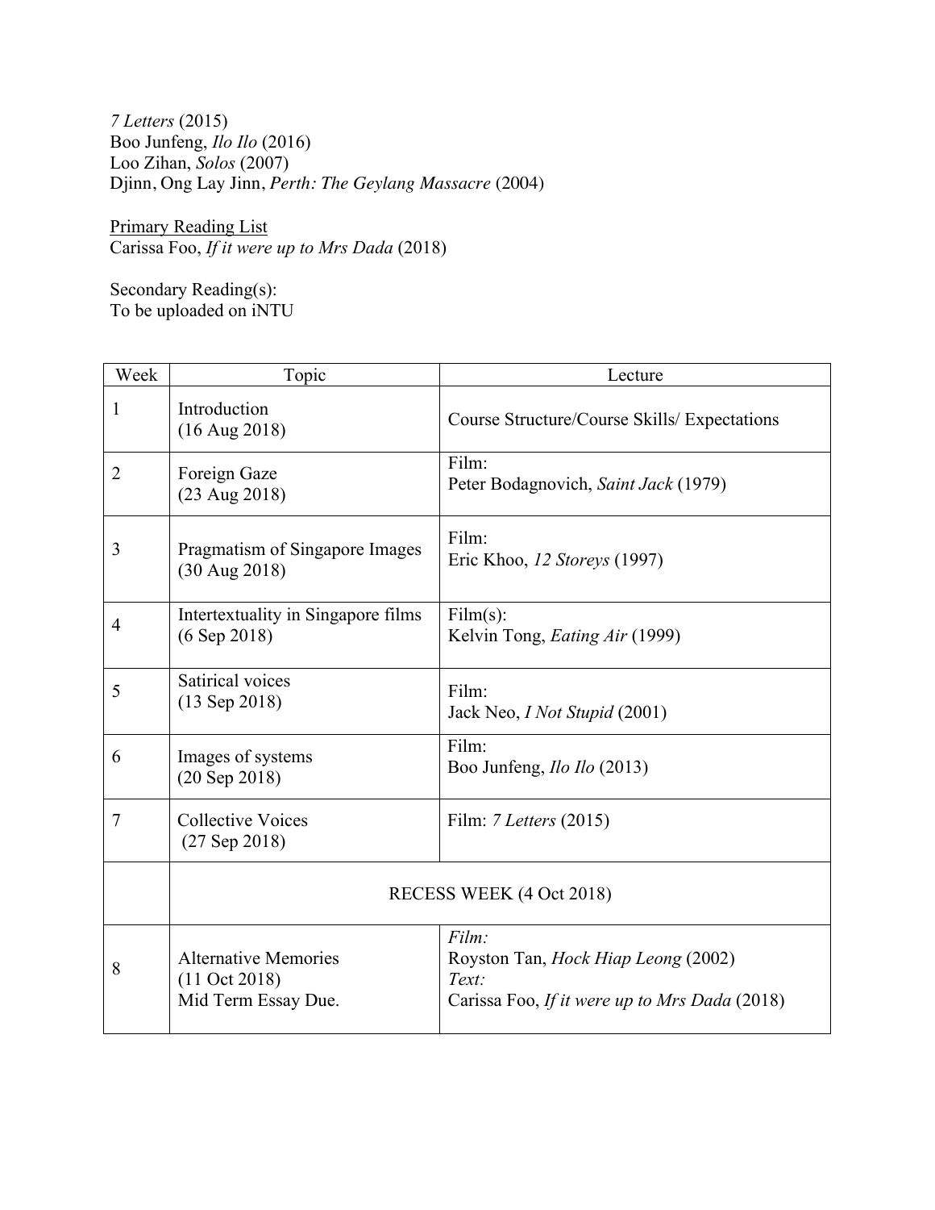*7 Letters* (2015)
Boo Junfeng, *Ilo Ilo* (2016)
Loo Zihan, *Solos* (2007)
Djinn, Ong Lay Jinn, *Perth: The Geylang Massacre* (2004)

Primary Reading List
Carissa Foo, *If it were up to Mrs Dada* (2018)

Secondary Reading(s):
To be uploaded on iNTU

| Week | Topic | Lecture |
|---|---|---|
| 1 | Introduction (16 Aug 2018) | Course Structure/Course Skills/ Expectations |
| 2 | Foreign Gaze (23 Aug 2018) | Film: Peter Bodagnovich, *Saint Jack* (1979) |
| 3 | Pragmatism of Singapore Images (30 Aug 2018) | Film: Eric Khoo, *12 Storeys* (1997) |
| 4 | Intertextuality in Singapore films (6 Sep 2018) | Film(s): Kelvin Tong, *Eating Air* (1999) |
| 5 | Satirical voices (13 Sep 2018) | Film: Jack Neo, *I Not Stupid* (2001) |
| 6 | Images of systems (20 Sep 2018) | Film: Boo Junfeng, *Ilo Ilo* (2013) |
| 7 | Collective Voices (27 Sep 2018) | Film: *7 Letters* (2015) |
| | RECESS WEEK (4 Oct 2018) | |
| 8 | Alternative Memories (11 Oct 2018) Mid Term Essay Due. | *Film:* Royston Tan, *Hock Hiap Leong* (2002) *Text:* Carissa Foo, *If it were up to Mrs Dada* (2018) |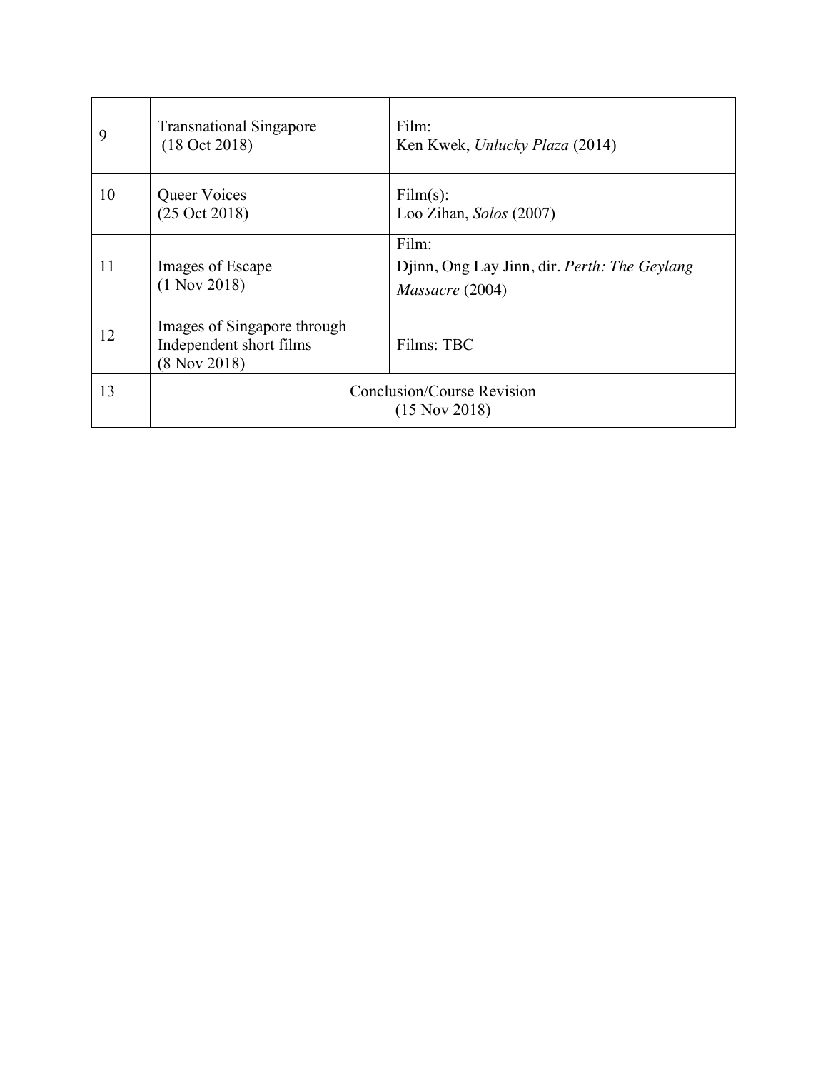| | | |
|---|---|---|
| 9 | Transnational Singapore (18 Oct 2018) | Film: Ken Kwek, *Unlucky Plaza* (2014) |
| 10 | Queer Voices (25 Oct 2018) | Film(s): Loo Zihan, *Solos* (2007) |
| 11 | Images of Escape (1 Nov 2018) | Film: Djinn, Ong Lay Jinn, dir. *Perth: The Geylang Massacre* (2004) |
| 12 | Images of Singapore through Independent short films (8 Nov 2018) | Films: TBC |
| 13 | Conclusion/Course Revision (15 Nov 2018) | |